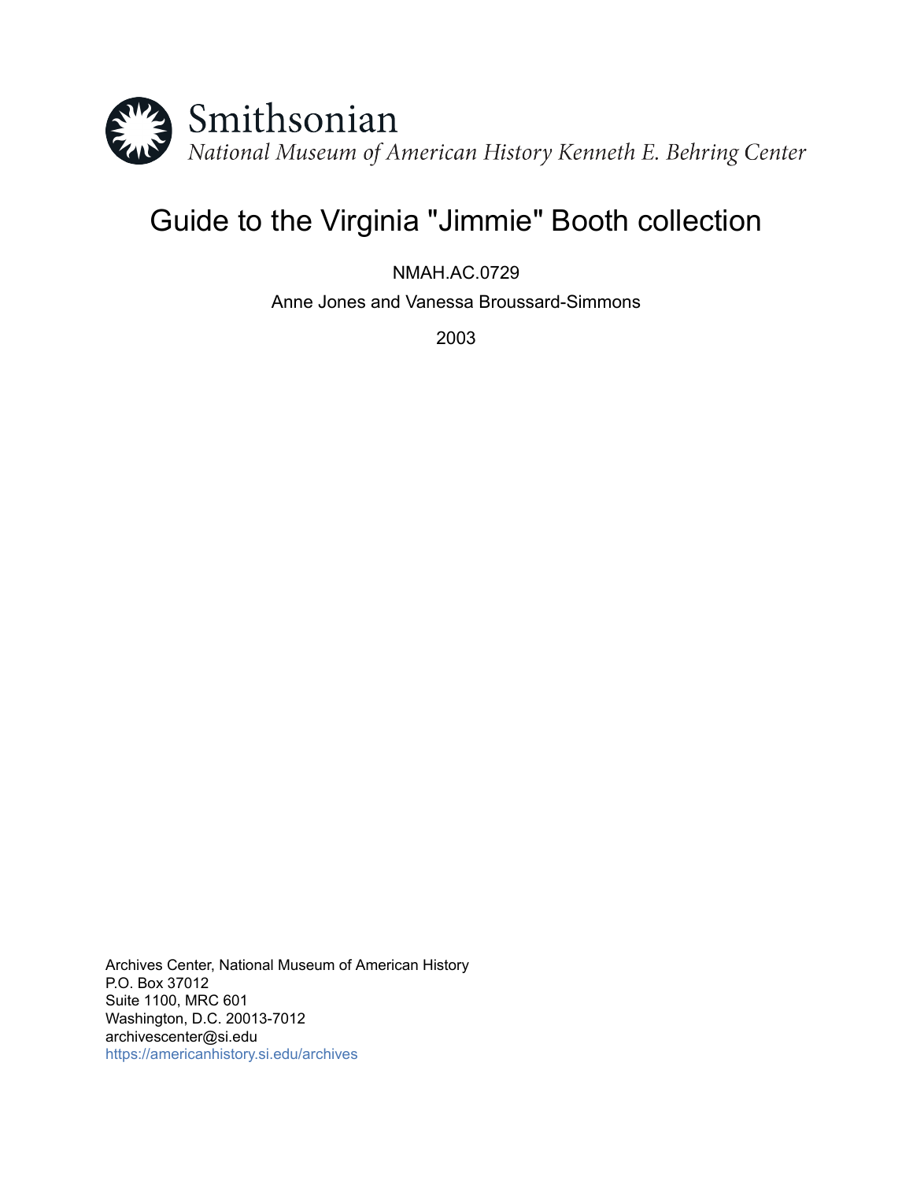Smithsonian

*National Museum of American History Kenneth E. Behring Center*

# Guide to the Virginia "Jimmie" Booth collection

NMAH.AC.0729

Anne Jones and Vanessa Broussard-Simmons

2003

Archives Center, National Museum of American History
P.O. Box 37012
Suite 1100, MRC 601
Washington, D.C. 20013-7012
archivescenter@si.edu
https://americanhistory.si.edu/archives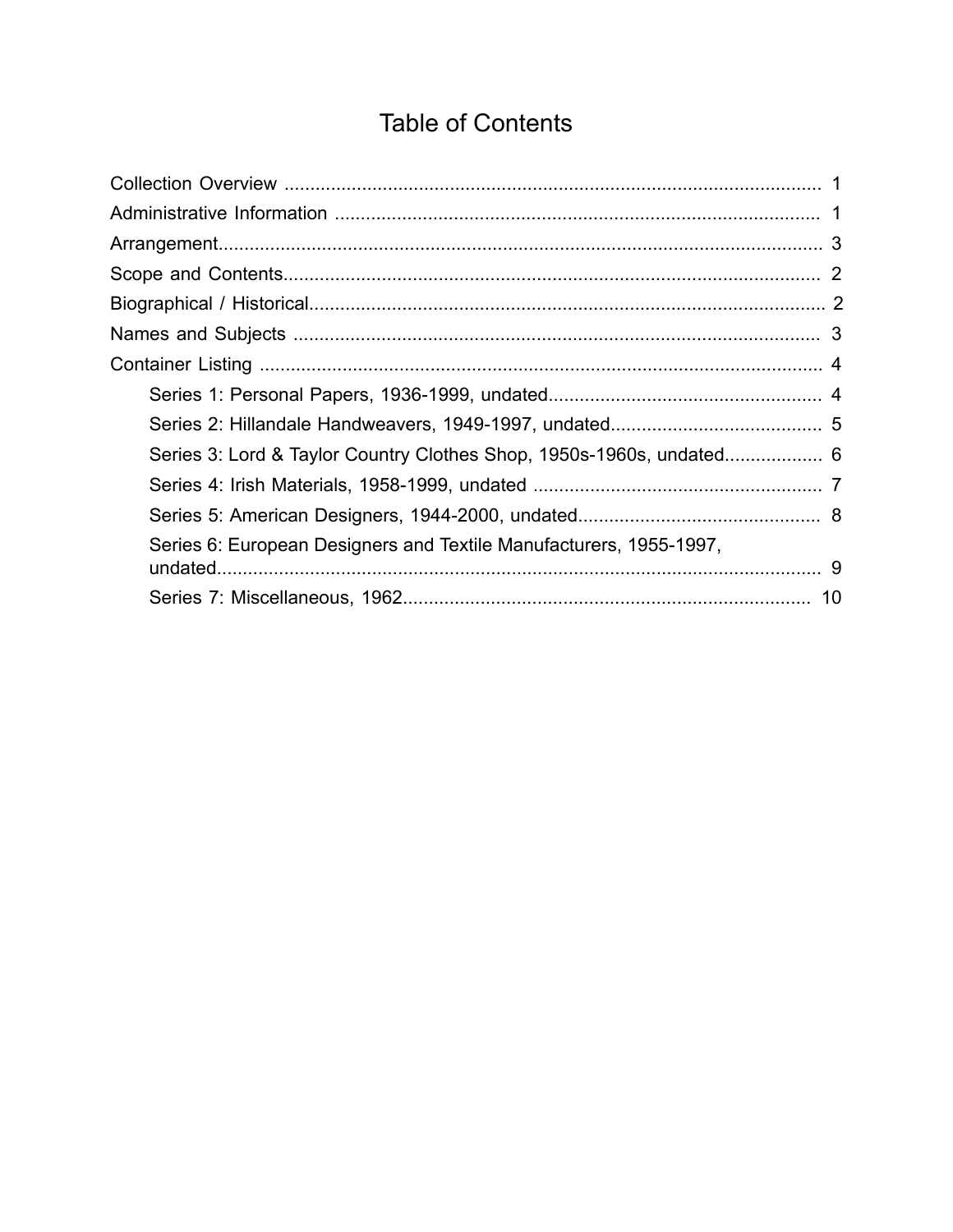# Table of Contents

- Collection Overview ... 1
- Administrative Information ... 1
- Arrangement ... 3
- Scope and Contents ... 2
- Biographical / Historical ... 2
- Names and Subjects ... 3
- Container Listing ... 4
  - Series 1: Personal Papers, 1936-1999, undated ... 4
  - Series 2: Hillandale Handweavers, 1949-1997, undated ... 5
  - Series 3: Lord & Taylor Country Clothes Shop, 1950s-1960s, undated ... 6
  - Series 4: Irish Materials, 1958-1999, undated ... 7
  - Series 5: American Designers, 1944-2000, undated ... 8
  - Series 6: European Designers and Textile Manufacturers, 1955-1997, undated ... 9
  - Series 7: Miscellaneous, 1962 ... 10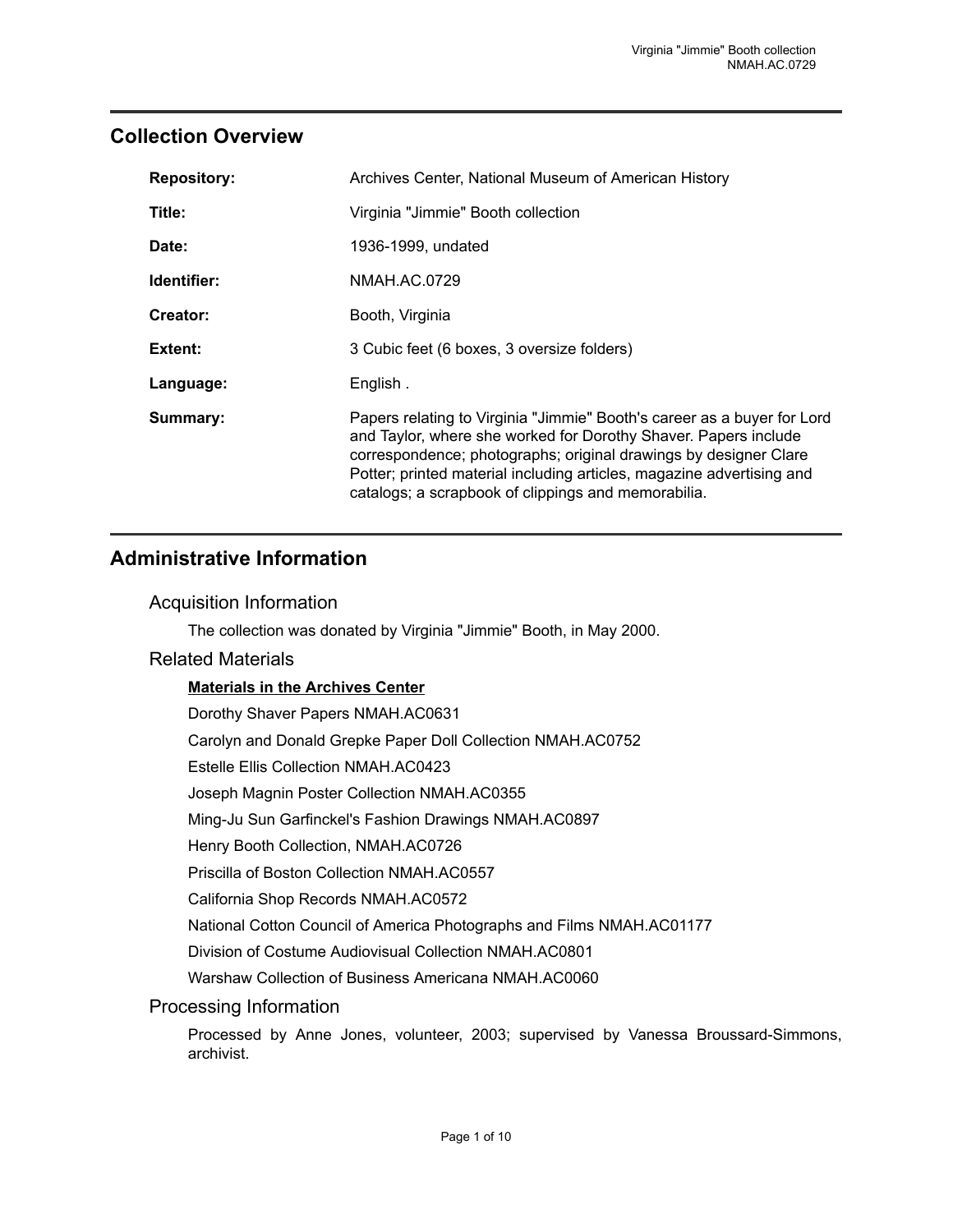## Collection Overview

| | |
|---|---|
| **Repository:** | Archives Center, National Museum of American History |
| **Title:** | Virginia "Jimmie" Booth collection |
| **Date:** | 1936-1999, undated |
| **Identifier:** | NMAH.AC.0729 |
| **Creator:** | Booth, Virginia |
| **Extent:** | 3 Cubic feet (6 boxes, 3 oversize folders) |
| **Language:** | English . |
| **Summary:** | Papers relating to Virginia "Jimmie" Booth's career as a buyer for Lord and Taylor, where she worked for Dorothy Shaver. Papers include correspondence; photographs; original drawings by designer Clare Potter; printed material including articles, magazine advertising and catalogs; a scrapbook of clippings and memorabilia. |

## Administrative Information

### Acquisition Information

The collection was donated by Virginia "Jimmie" Booth, in May 2000.

### Related Materials

**Materials in the Archives Center**

Dorothy Shaver Papers NMAH.AC0631

Carolyn and Donald Grepke Paper Doll Collection NMAH.AC0752

Estelle Ellis Collection NMAH.AC0423

Joseph Magnin Poster Collection NMAH.AC0355

Ming-Ju Sun Garfinckel's Fashion Drawings NMAH.AC0897

Henry Booth Collection, NMAH.AC0726

Priscilla of Boston Collection NMAH.AC0557

California Shop Records NMAH.AC0572

National Cotton Council of America Photographs and Films NMAH.AC01177

Division of Costume Audiovisual Collection NMAH.AC0801

Warshaw Collection of Business Americana NMAH.AC0060

### Processing Information

Processed by Anne Jones, volunteer, 2003; supervised by Vanessa Broussard-Simmons, archivist.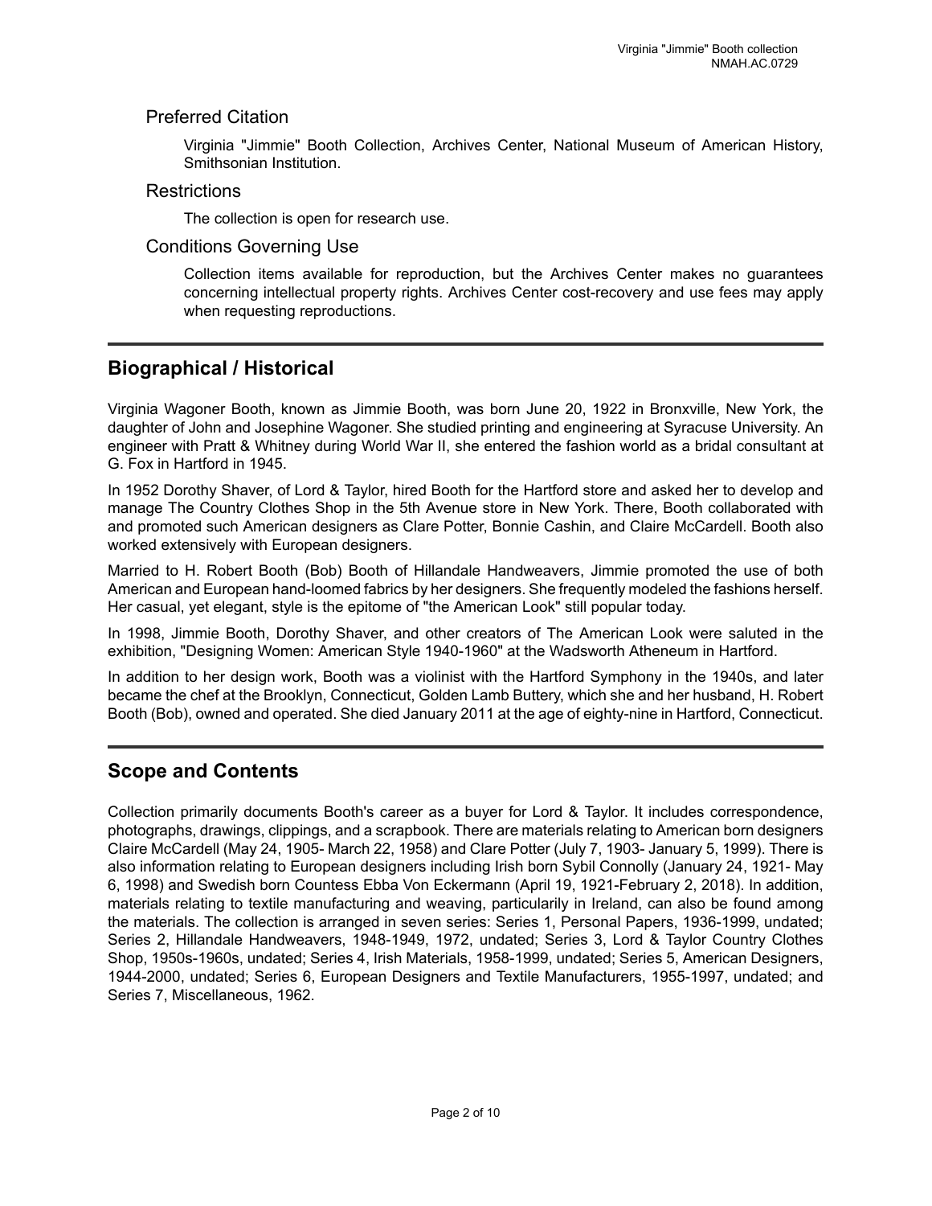### Preferred Citation

Virginia "Jimmie" Booth Collection, Archives Center, National Museum of American History, Smithsonian Institution.

### Restrictions

The collection is open for research use.

### Conditions Governing Use

Collection items available for reproduction, but the Archives Center makes no guarantees concerning intellectual property rights. Archives Center cost-recovery and use fees may apply when requesting reproductions.

## Biographical / Historical

Virginia Wagoner Booth, known as Jimmie Booth, was born June 20, 1922 in Bronxville, New York, the daughter of John and Josephine Wagoner. She studied printing and engineering at Syracuse University. An engineer with Pratt & Whitney during World War II, she entered the fashion world as a bridal consultant at G. Fox in Hartford in 1945.

In 1952 Dorothy Shaver, of Lord & Taylor, hired Booth for the Hartford store and asked her to develop and manage The Country Clothes Shop in the 5th Avenue store in New York. There, Booth collaborated with and promoted such American designers as Clare Potter, Bonnie Cashin, and Claire McCardell. Booth also worked extensively with European designers.

Married to H. Robert Booth (Bob) Booth of Hillandale Handweavers, Jimmie promoted the use of both American and European hand-loomed fabrics by her designers. She frequently modeled the fashions herself. Her casual, yet elegant, style is the epitome of "the American Look" still popular today.

In 1998, Jimmie Booth, Dorothy Shaver, and other creators of The American Look were saluted in the exhibition, "Designing Women: American Style 1940-1960" at the Wadsworth Atheneum in Hartford.

In addition to her design work, Booth was a violinist with the Hartford Symphony in the 1940s, and later became the chef at the Brooklyn, Connecticut, Golden Lamb Buttery, which she and her husband, H. Robert Booth (Bob), owned and operated. She died January 2011 at the age of eighty-nine in Hartford, Connecticut.

## Scope and Contents

Collection primarily documents Booth's career as a buyer for Lord & Taylor. It includes correspondence, photographs, drawings, clippings, and a scrapbook. There are materials relating to American born designers Claire McCardell (May 24, 1905- March 22, 1958) and Clare Potter (July 7, 1903- January 5, 1999). There is also information relating to European designers including Irish born Sybil Connolly (January 24, 1921- May 6, 1998) and Swedish born Countess Ebba Von Eckermann (April 19, 1921-February 2, 2018). In addition, materials relating to textile manufacturing and weaving, particularily in Ireland, can also be found among the materials. The collection is arranged in seven series: Series 1, Personal Papers, 1936-1999, undated; Series 2, Hillandale Handweavers, 1948-1949, 1972, undated; Series 3, Lord & Taylor Country Clothes Shop, 1950s-1960s, undated; Series 4, Irish Materials, 1958-1999, undated; Series 5, American Designers, 1944-2000, undated; Series 6, European Designers and Textile Manufacturers, 1955-1997, undated; and Series 7, Miscellaneous, 1962.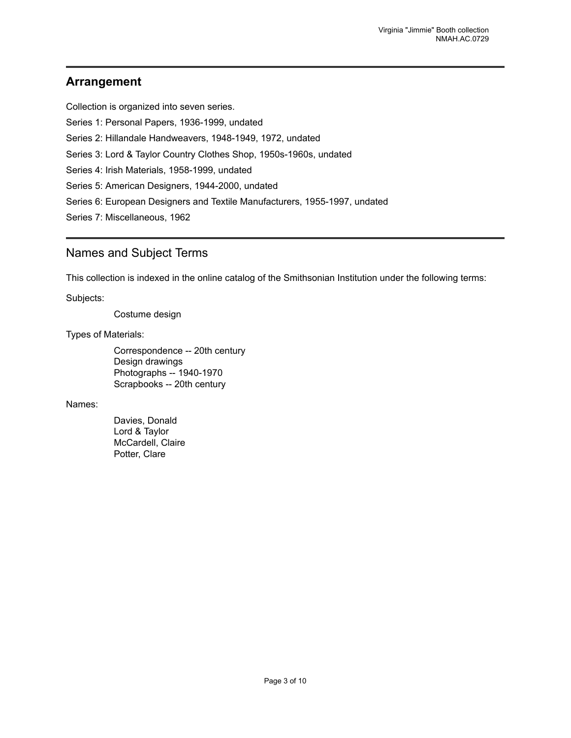## Arrangement

Collection is organized into seven series.

Series 1: Personal Papers, 1936-1999, undated

Series 2: Hillandale Handweavers, 1948-1949, 1972, undated

Series 3: Lord & Taylor Country Clothes Shop, 1950s-1960s, undated

Series 4: Irish Materials, 1958-1999, undated

Series 5: American Designers, 1944-2000, undated

Series 6: European Designers and Textile Manufacturers, 1955-1997, undated

Series 7: Miscellaneous, 1962

## Names and Subject Terms

This collection is indexed in the online catalog of the Smithsonian Institution under the following terms:

Subjects:

- Costume design

Types of Materials:

- Correspondence -- 20th century
- Design drawings
- Photographs -- 1940-1970
- Scrapbooks -- 20th century

Names:

- Davies, Donald
- Lord & Taylor
- McCardell, Claire
- Potter, Clare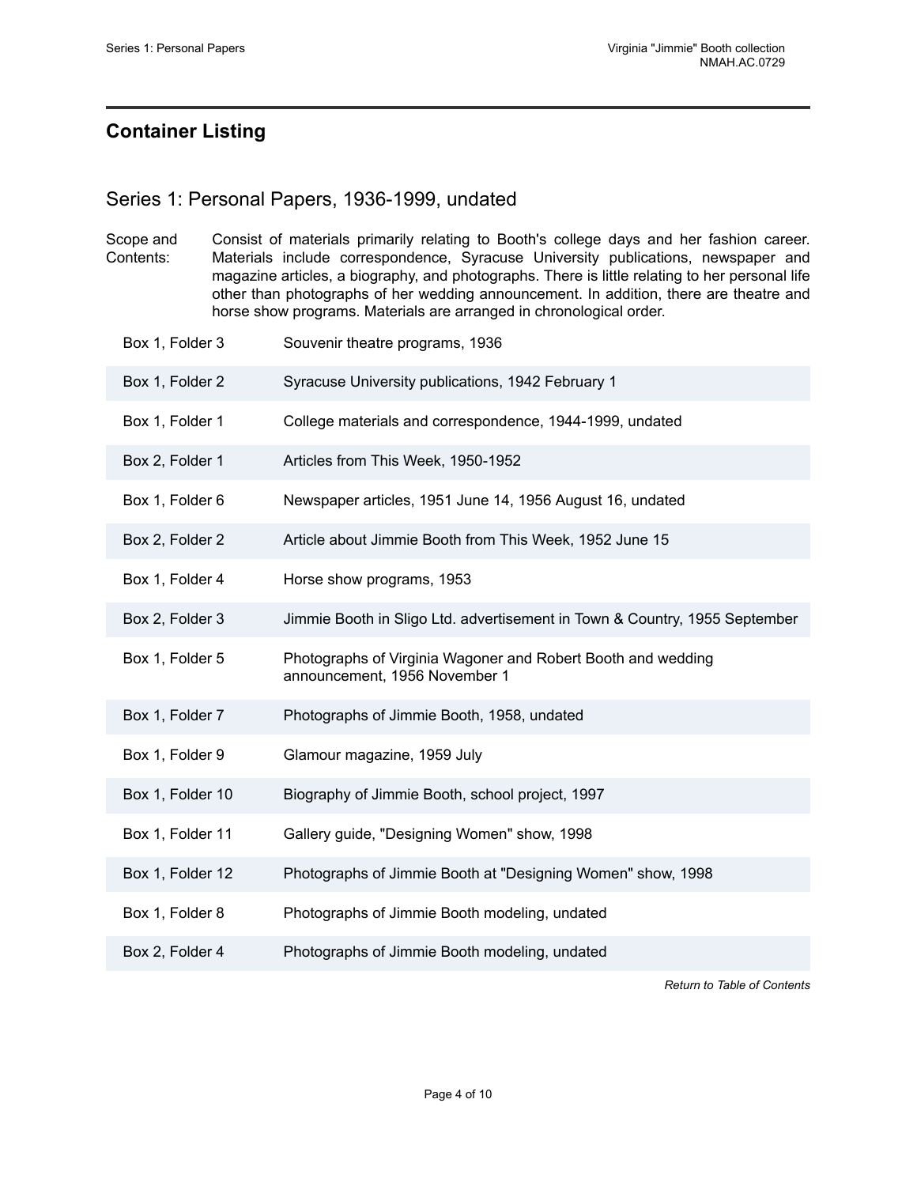## Container Listing

### Series 1: Personal Papers, 1936-1999, undated

Scope and Contents: Consist of materials primarily relating to Booth's college days and her fashion career. Materials include correspondence, Syracuse University publications, newspaper and magazine articles, a biography, and photographs. There is little relating to her personal life other than photographs of her wedding announcement. In addition, there are theatre and horse show programs. Materials are arranged in chronological order.

| | |
|---|---|
| Box 1, Folder 3 | Souvenir theatre programs, 1936 |
| Box 1, Folder 2 | Syracuse University publications, 1942 February 1 |
| Box 1, Folder 1 | College materials and correspondence, 1944-1999, undated |
| Box 2, Folder 1 | Articles from This Week, 1950-1952 |
| Box 1, Folder 6 | Newspaper articles, 1951 June 14, 1956 August 16, undated |
| Box 2, Folder 2 | Article about Jimmie Booth from This Week, 1952 June 15 |
| Box 1, Folder 4 | Horse show programs, 1953 |
| Box 2, Folder 3 | Jimmie Booth in Sligo Ltd. advertisement in Town & Country, 1955 September |
| Box 1, Folder 5 | Photographs of Virginia Wagoner and Robert Booth and wedding announcement, 1956 November 1 |
| Box 1, Folder 7 | Photographs of Jimmie Booth, 1958, undated |
| Box 1, Folder 9 | Glamour magazine, 1959 July |
| Box 1, Folder 10 | Biography of Jimmie Booth, school project, 1997 |
| Box 1, Folder 11 | Gallery guide, "Designing Women" show, 1998 |
| Box 1, Folder 12 | Photographs of Jimmie Booth at "Designing Women" show, 1998 |
| Box 1, Folder 8 | Photographs of Jimmie Booth modeling, undated |
| Box 2, Folder 4 | Photographs of Jimmie Booth modeling, undated |

*Return to Table of Contents*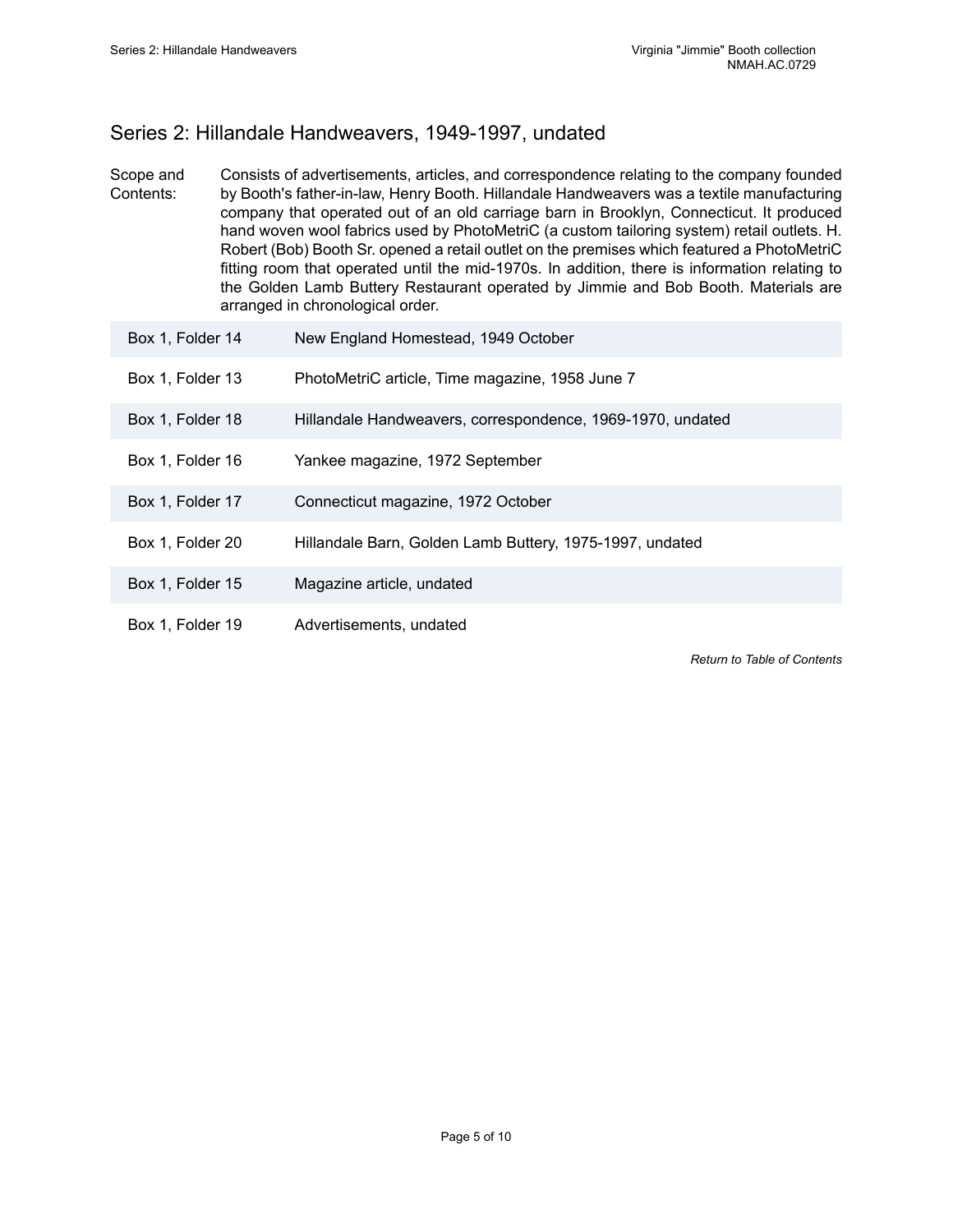## Series 2: Hillandale Handweavers, 1949-1997, undated

Scope and Contents: Consists of advertisements, articles, and correspondence relating to the company founded by Booth's father-in-law, Henry Booth. Hillandale Handweavers was a textile manufacturing company that operated out of an old carriage barn in Brooklyn, Connecticut. It produced hand woven wool fabrics used by PhotoMetriC (a custom tailoring system) retail outlets. H. Robert (Bob) Booth Sr. opened a retail outlet on the premises which featured a PhotoMetriC fitting room that operated until the mid-1970s. In addition, there is information relating to the Golden Lamb Buttery Restaurant operated by Jimmie and Bob Booth. Materials are arranged in chronological order.

| Location | Description |
|---|---|
| Box 1, Folder 14 | New England Homestead, 1949 October |
| Box 1, Folder 13 | PhotoMetriC article, Time magazine, 1958 June 7 |
| Box 1, Folder 18 | Hillandale Handweavers, correspondence, 1969-1970, undated |
| Box 1, Folder 16 | Yankee magazine, 1972 September |
| Box 1, Folder 17 | Connecticut magazine, 1972 October |
| Box 1, Folder 20 | Hillandale Barn, Golden Lamb Buttery, 1975-1997, undated |
| Box 1, Folder 15 | Magazine article, undated |
| Box 1, Folder 19 | Advertisements, undated |

*Return to Table of Contents*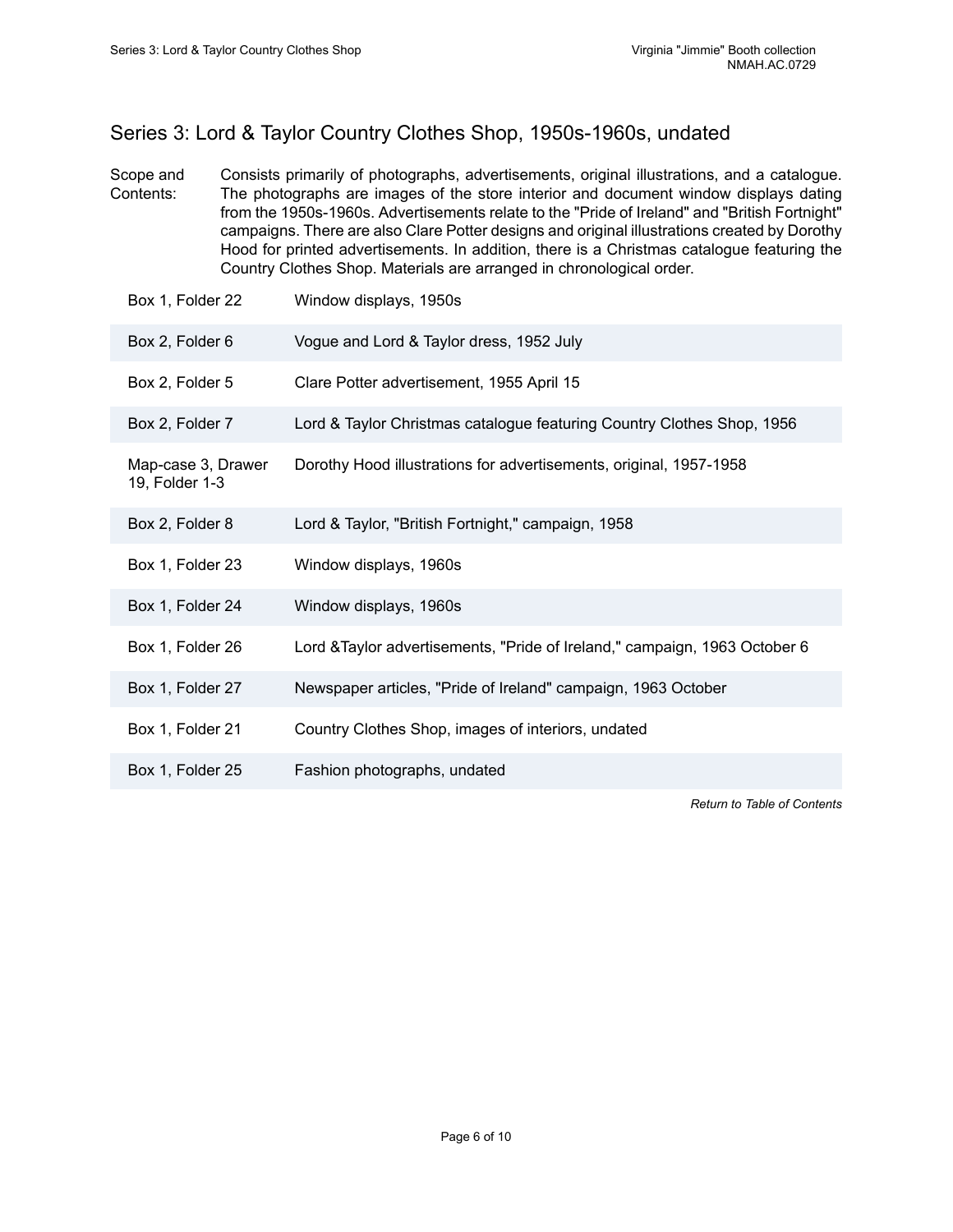## Series 3: Lord & Taylor Country Clothes Shop, 1950s-1960s, undated

Scope and Contents: Consists primarily of photographs, advertisements, original illustrations, and a catalogue. The photographs are images of the store interior and document window displays dating from the 1950s-1960s. Advertisements relate to the "Pride of Ireland" and "British Fortnight" campaigns. There are also Clare Potter designs and original illustrations created by Dorothy Hood for printed advertisements. In addition, there is a Christmas catalogue featuring the Country Clothes Shop. Materials are arranged in chronological order.

| | |
|---|---|
| Box 1, Folder 22 | Window displays, 1950s |
| Box 2, Folder 6 | Vogue and Lord & Taylor dress, 1952 July |
| Box 2, Folder 5 | Clare Potter advertisement, 1955 April 15 |
| Box 2, Folder 7 | Lord & Taylor Christmas catalogue featuring Country Clothes Shop, 1956 |
| Map-case 3, Drawer 19, Folder 1-3 | Dorothy Hood illustrations for advertisements, original, 1957-1958 |
| Box 2, Folder 8 | Lord & Taylor, "British Fortnight," campaign, 1958 |
| Box 1, Folder 23 | Window displays, 1960s |
| Box 1, Folder 24 | Window displays, 1960s |
| Box 1, Folder 26 | Lord &Taylor advertisements, "Pride of Ireland," campaign, 1963 October 6 |
| Box 1, Folder 27 | Newspaper articles, "Pride of Ireland" campaign, 1963 October |
| Box 1, Folder 21 | Country Clothes Shop, images of interiors, undated |
| Box 1, Folder 25 | Fashion photographs, undated |

*Return to Table of Contents*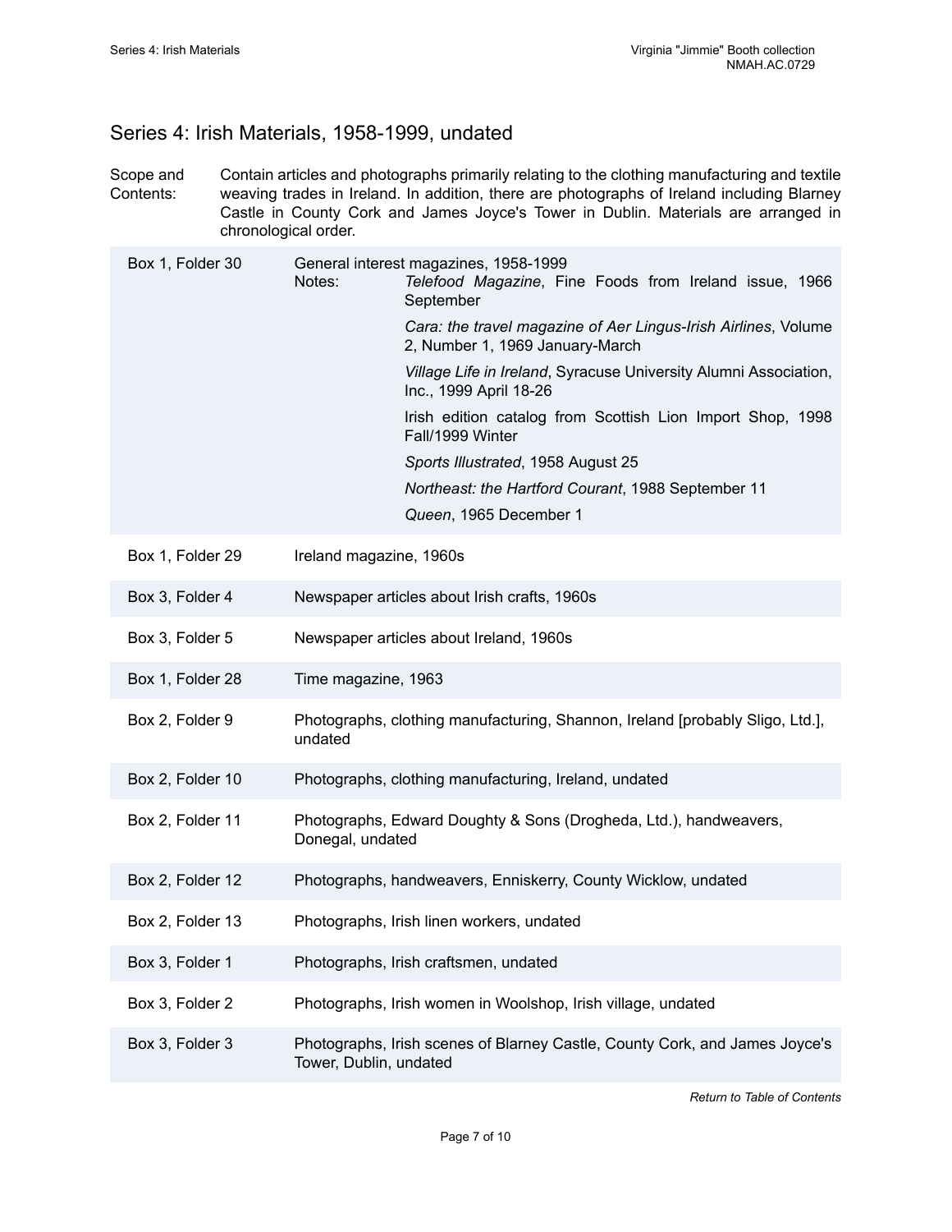## Series 4: Irish Materials, 1958-1999, undated

**Scope and Contents:** Contain articles and photographs primarily relating to the clothing manufacturing and textile weaving trades in Ireland. In addition, there are photographs of Ireland including Blarney Castle in County Cork and James Joyce's Tower in Dublin. Materials are arranged in chronological order.

| Location | Description |
| --- | --- |
| Box 1, Folder 30 | General interest magazines, 1958-1999<br>Notes: *Telefood Magazine*, Fine Foods from Ireland issue, 1966 September<br>*Cara: the travel magazine of Aer Lingus-Irish Airlines*, Volume 2, Number 1, 1969 January-March<br>*Village Life in Ireland*, Syracuse University Alumni Association, Inc., 1999 April 18-26<br>Irish edition catalog from Scottish Lion Import Shop, 1998 Fall/1999 Winter<br>*Sports Illustrated*, 1958 August 25<br>*Northeast: the Hartford Courant*, 1988 September 11<br>*Queen*, 1965 December 1 |
| Box 1, Folder 29 | Ireland magazine, 1960s |
| Box 3, Folder 4 | Newspaper articles about Irish crafts, 1960s |
| Box 3, Folder 5 | Newspaper articles about Ireland, 1960s |
| Box 1, Folder 28 | Time magazine, 1963 |
| Box 2, Folder 9 | Photographs, clothing manufacturing, Shannon, Ireland [probably Sligo, Ltd.], undated |
| Box 2, Folder 10 | Photographs, clothing manufacturing, Ireland, undated |
| Box 2, Folder 11 | Photographs, Edward Doughty & Sons (Drogheda, Ltd.), handweavers, Donegal, undated |
| Box 2, Folder 12 | Photographs, handweavers, Enniskerry, County Wicklow, undated |
| Box 2, Folder 13 | Photographs, Irish linen workers, undated |
| Box 3, Folder 1 | Photographs, Irish craftsmen, undated |
| Box 3, Folder 2 | Photographs, Irish women in Woolshop, Irish village, undated |
| Box 3, Folder 3 | Photographs, Irish scenes of Blarney Castle, County Cork, and James Joyce's Tower, Dublin, undated |

*Return to Table of Contents*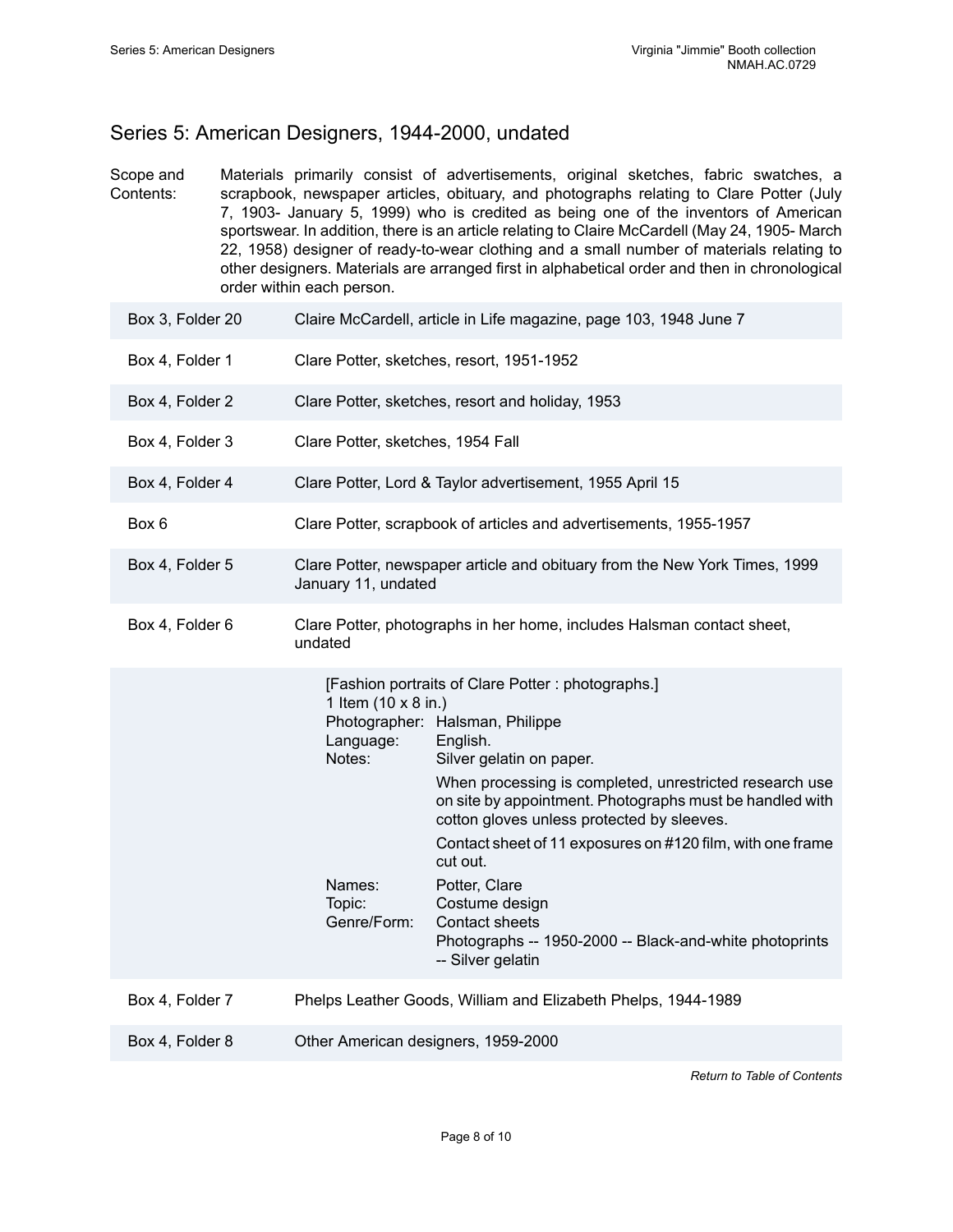## Series 5: American Designers, 1944-2000, undated

**Scope and Contents:** Materials primarily consist of advertisements, original sketches, fabric swatches, a scrapbook, newspaper articles, obituary, and photographs relating to Clare Potter (July 7, 1903- January 5, 1999) who is credited as being one of the inventors of American sportswear. In addition, there is an article relating to Claire McCardell (May 24, 1905- March 22, 1958) designer of ready-to-wear clothing and a small number of materials relating to other designers. Materials are arranged first in alphabetical order and then in chronological order within each person.

| | |
|---|---|
| Box 3, Folder 20 | Claire McCardell, article in Life magazine, page 103, 1948 June 7 |
| Box 4, Folder 1 | Clare Potter, sketches, resort, 1951-1952 |
| Box 4, Folder 2 | Clare Potter, sketches, resort and holiday, 1953 |
| Box 4, Folder 3 | Clare Potter, sketches, 1954 Fall |
| Box 4, Folder 4 | Clare Potter, Lord & Taylor advertisement, 1955 April 15 |
| Box 6 | Clare Potter, scrapbook of articles and advertisements, 1955-1957 |
| Box 4, Folder 5 | Clare Potter, newspaper article and obituary from the New York Times, 1999 January 11, undated |
| Box 4, Folder 6 | Clare Potter, photographs in her home, includes Halsman contact sheet, undated |

[Fashion portraits of Clare Potter : photographs.]
1 Item (10 x 8 in.)

Photographer: Halsman, Philippe
Language: English.
Notes: Silver gelatin on paper.

When processing is completed, unrestricted research use on site by appointment. Photographs must be handled with cotton gloves unless protected by sleeves.

Contact sheet of 11 exposures on #120 film, with one frame cut out.

Names: Potter, Clare
Topic: Costume design
Genre/Form: Contact sheets
Photographs -- 1950-2000 -- Black-and-white photoprints -- Silver gelatin

| | |
|---|---|
| Box 4, Folder 7 | Phelps Leather Goods, William and Elizabeth Phelps, 1944-1989 |
| Box 4, Folder 8 | Other American designers, 1959-2000 |

*Return to Table of Contents*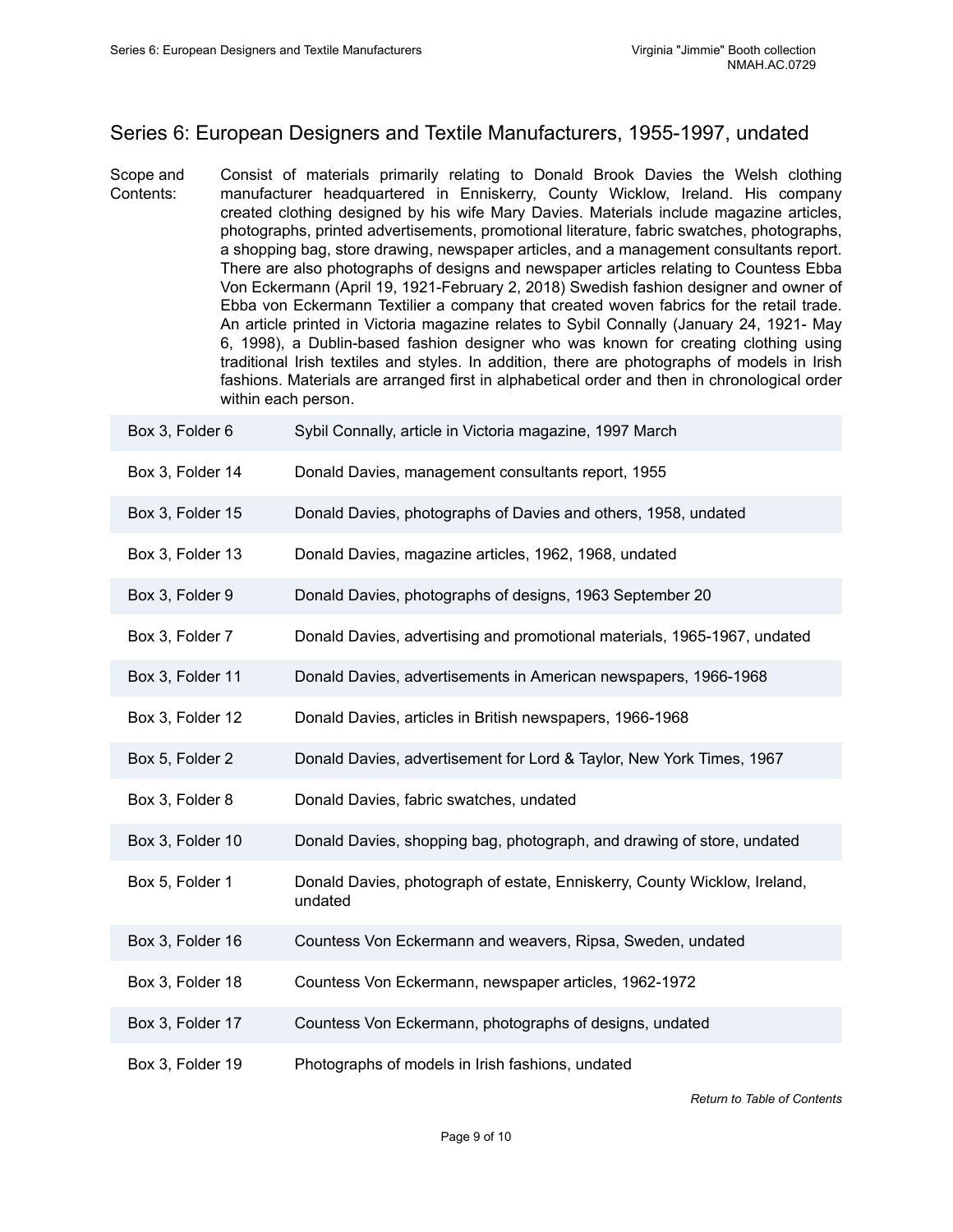## Series 6: European Designers and Textile Manufacturers, 1955-1997, undated

Scope and Contents: Consist of materials primarily relating to Donald Brook Davies the Welsh clothing manufacturer headquartered in Enniskerry, County Wicklow, Ireland. His company created clothing designed by his wife Mary Davies. Materials include magazine articles, photographs, printed advertisements, promotional literature, fabric swatches, photographs, a shopping bag, store drawing, newspaper articles, and a management consultants report. There are also photographs of designs and newspaper articles relating to Countess Ebba Von Eckermann (April 19, 1921-February 2, 2018) Swedish fashion designer and owner of Ebba von Eckermann Textilier a company that created woven fabrics for the retail trade. An article printed in Victoria magazine relates to Sybil Connally (January 24, 1921- May 6, 1998), a Dublin-based fashion designer who was known for creating clothing using traditional Irish textiles and styles. In addition, there are photographs of models in Irish fashions. Materials are arranged first in alphabetical order and then in chronological order within each person.

| | |
|---|---|
| Box 3, Folder 6 | Sybil Connally, article in Victoria magazine, 1997 March |
| Box 3, Folder 14 | Donald Davies, management consultants report, 1955 |
| Box 3, Folder 15 | Donald Davies, photographs of Davies and others, 1958, undated |
| Box 3, Folder 13 | Donald Davies, magazine articles, 1962, 1968, undated |
| Box 3, Folder 9 | Donald Davies, photographs of designs, 1963 September 20 |
| Box 3, Folder 7 | Donald Davies, advertising and promotional materials, 1965-1967, undated |
| Box 3, Folder 11 | Donald Davies, advertisements in American newspapers, 1966-1968 |
| Box 3, Folder 12 | Donald Davies, articles in British newspapers, 1966-1968 |
| Box 5, Folder 2 | Donald Davies, advertisement for Lord & Taylor, New York Times, 1967 |
| Box 3, Folder 8 | Donald Davies, fabric swatches, undated |
| Box 3, Folder 10 | Donald Davies, shopping bag, photograph, and drawing of store, undated |
| Box 5, Folder 1 | Donald Davies, photograph of estate, Enniskerry, County Wicklow, Ireland, undated |
| Box 3, Folder 16 | Countess Von Eckermann and weavers, Ripsa, Sweden, undated |
| Box 3, Folder 18 | Countess Von Eckermann, newspaper articles, 1962-1972 |
| Box 3, Folder 17 | Countess Von Eckermann, photographs of designs, undated |
| Box 3, Folder 19 | Photographs of models in Irish fashions, undated |

*Return to Table of Contents*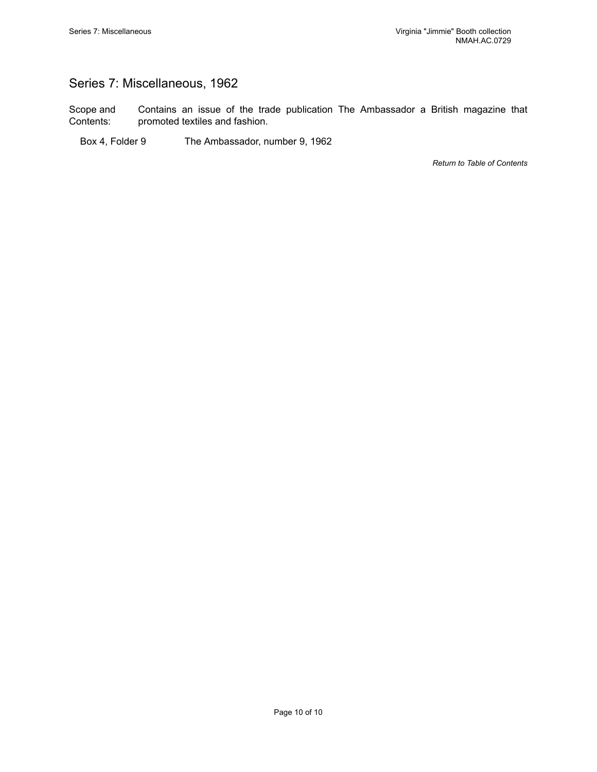## Series 7: Miscellaneous, 1962

| | |
|---|---|
| Scope and Contents: | Contains an issue of the trade publication The Ambassador a British magazine that promoted textiles and fashion. |

| | |
|---|---|
| Box 4, Folder 9 | The Ambassador, number 9, 1962 |

*Return to Table of Contents*